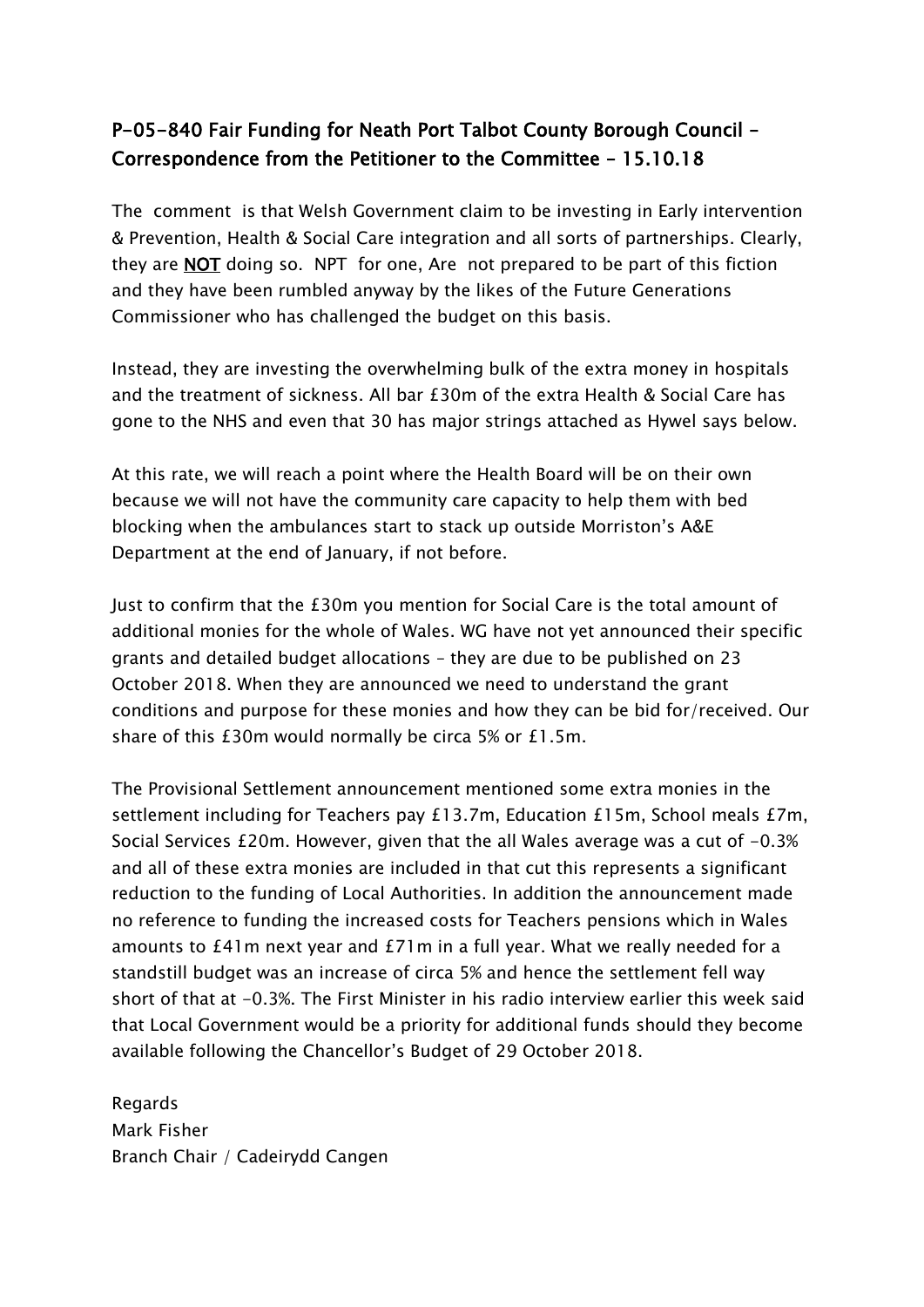## P-05-840 Fair Funding for Neath Port Talbot County Borough Council – Correspondence from the Petitioner to the Committee – 15.10.18

The comment is that Welsh Government claim to be investing in Early intervention & Prevention, Health & Social Care integration and all sorts of partnerships. Clearly, they are **NOT** doing so. NPT for one, Are not prepared to be part of this fiction and they have been rumbled anyway by the likes of the Future Generations Commissioner who has challenged the budget on this basis.

Instead, they are investing the overwhelming bulk of the extra money in hospitals and the treatment of sickness. All bar £30m of the extra Health & Social Care has gone to the NHS and even that 30 has major strings attached as Hywel says below.

At this rate, we will reach a point where the Health Board will be on their own because we will not have the community care capacity to help them with bed blocking when the ambulances start to stack up outside Morriston's A&E Department at the end of January, if not before.

Just to confirm that the £30m you mention for Social Care is the total amount of additional monies for the whole of Wales. WG have not yet announced their specific grants and detailed budget allocations – they are due to be published on 23 October 2018. When they are announced we need to understand the grant conditions and purpose for these monies and how they can be bid for/received. Our share of this £30m would normally be circa 5% or £1.5m.

The Provisional Settlement announcement mentioned some extra monies in the settlement including for Teachers pay £13.7m, Education £15m, School meals £7m, Social Services £20m. However, given that the all Wales average was a cut of -0.3% and all of these extra monies are included in that cut this represents a significant reduction to the funding of Local Authorities. In addition the announcement made no reference to funding the increased costs for Teachers pensions which in Wales amounts to £41m next year and £71m in a full year. What we really needed for a standstill budget was an increase of circa 5% and hence the settlement fell way short of that at -0.3%. The First Minister in his radio interview earlier this week said that Local Government would be a priority for additional funds should they become available following the Chancellor's Budget of 29 October 2018.

Regards
Mark Fisher
Branch Chair / Cadeirydd Cangen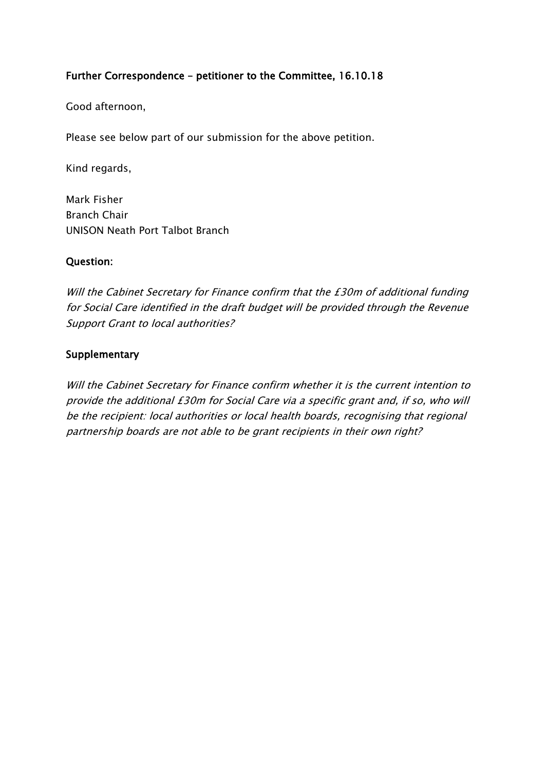**Further Correspondence – petitioner to the Committee, 16.10.18**

Good afternoon,

Please see below part of our submission for the above petition.

Kind regards,

Mark Fisher
Branch Chair
UNISON Neath Port Talbot Branch

**Question:**

*Will the Cabinet Secretary for Finance confirm that the £30m of additional funding for Social Care identified in the draft budget will be provided through the Revenue Support Grant to local authorities?*

**Supplementary**

*Will the Cabinet Secretary for Finance confirm whether it is the current intention to provide the additional £30m for Social Care via a specific grant and, if so, who will be the recipient: local authorities or local health boards, recognising that regional partnership boards are not able to be grant recipients in their own right?*